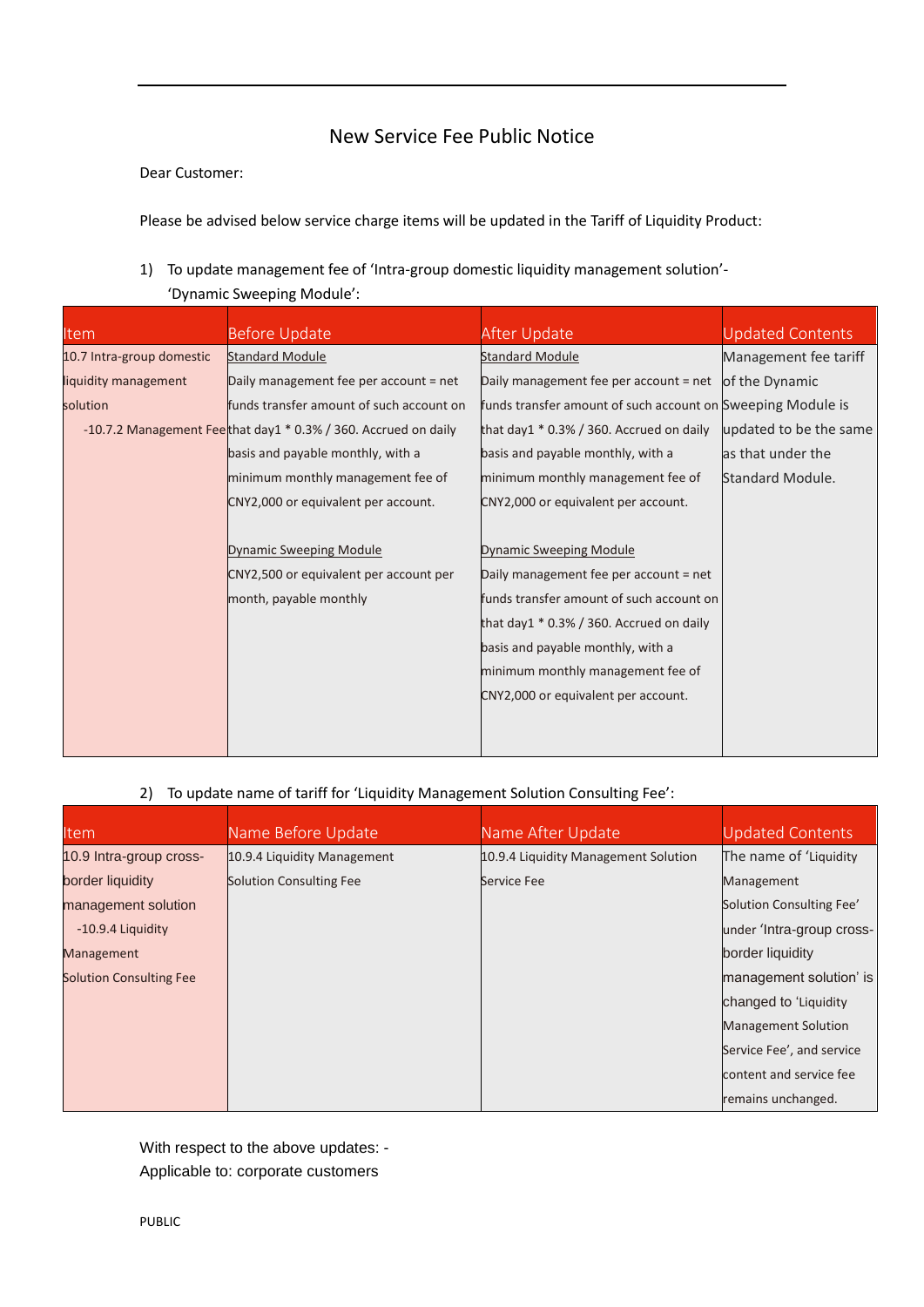# New Service Fee Public Notice

Dear Customer:

Please be advised below service charge items will be updated in the Tariff of Liquidity Product:

1) To update management fee of 'Intra-group domestic liquidity management solution'-'Dynamic Sweeping Module':

| Item | Before Update | After Update | Updated Contents |
|---|---|---|---|
| 10.7 Intra-group domestic liquidity management solution -10.7.2 Management Fee | Standard Module<br>Daily management fee per account = net funds transfer amount of such account on that day1 * 0.3% / 360. Accrued on daily basis and payable monthly, with a minimum monthly management fee of CNY2,000 or equivalent per account.<br><br>Dynamic Sweeping Module<br>CNY2,500 or equivalent per account per month, payable monthly | Standard Module<br>Daily management fee per account = net funds transfer amount of such account on that day1 * 0.3% / 360. Accrued on daily basis and payable monthly, with a minimum monthly management fee of CNY2,000 or equivalent per account.<br><br>Dynamic Sweeping Module<br>Daily management fee per account = net funds transfer amount of such account on that day1 * 0.3% / 360. Accrued on daily basis and payable monthly, with a minimum monthly management fee of CNY2,000 or equivalent per account. | Management fee tariff of the Dynamic Sweeping Module is updated to be the same as that under the Standard Module. |

2) To update name of tariff for 'Liquidity Management Solution Consulting Fee':

| Item | Name Before Update | Name After Update | Updated Contents |
|---|---|---|---|
| 10.9 Intra-group cross-border liquidity management solution -10.9.4 Liquidity Management Solution Consulting Fee | 10.9.4 Liquidity Management Solution Consulting Fee | 10.9.4 Liquidity Management Solution Service Fee | The name of 'Liquidity Management Solution Consulting Fee' under 'Intra-group cross-border liquidity management solution' is changed to 'Liquidity Management Solution Service Fee', and service content and service fee remains unchanged. |

With respect to the above updates: -
Applicable to: corporate customers

PUBLIC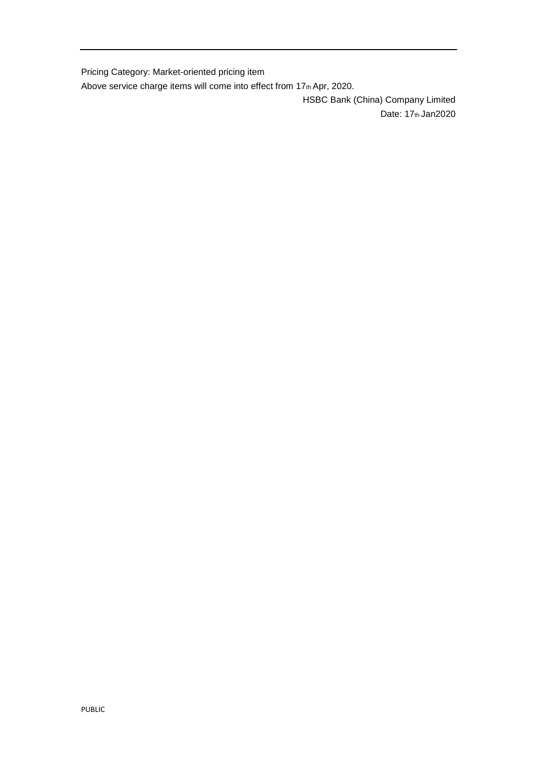Pricing Category: Market-oriented pricing item

Above service charge items will come into effect from 17th Apr, 2020.

HSBC Bank (China) Company Limited

Date: 17th Jan2020

PUBLIC